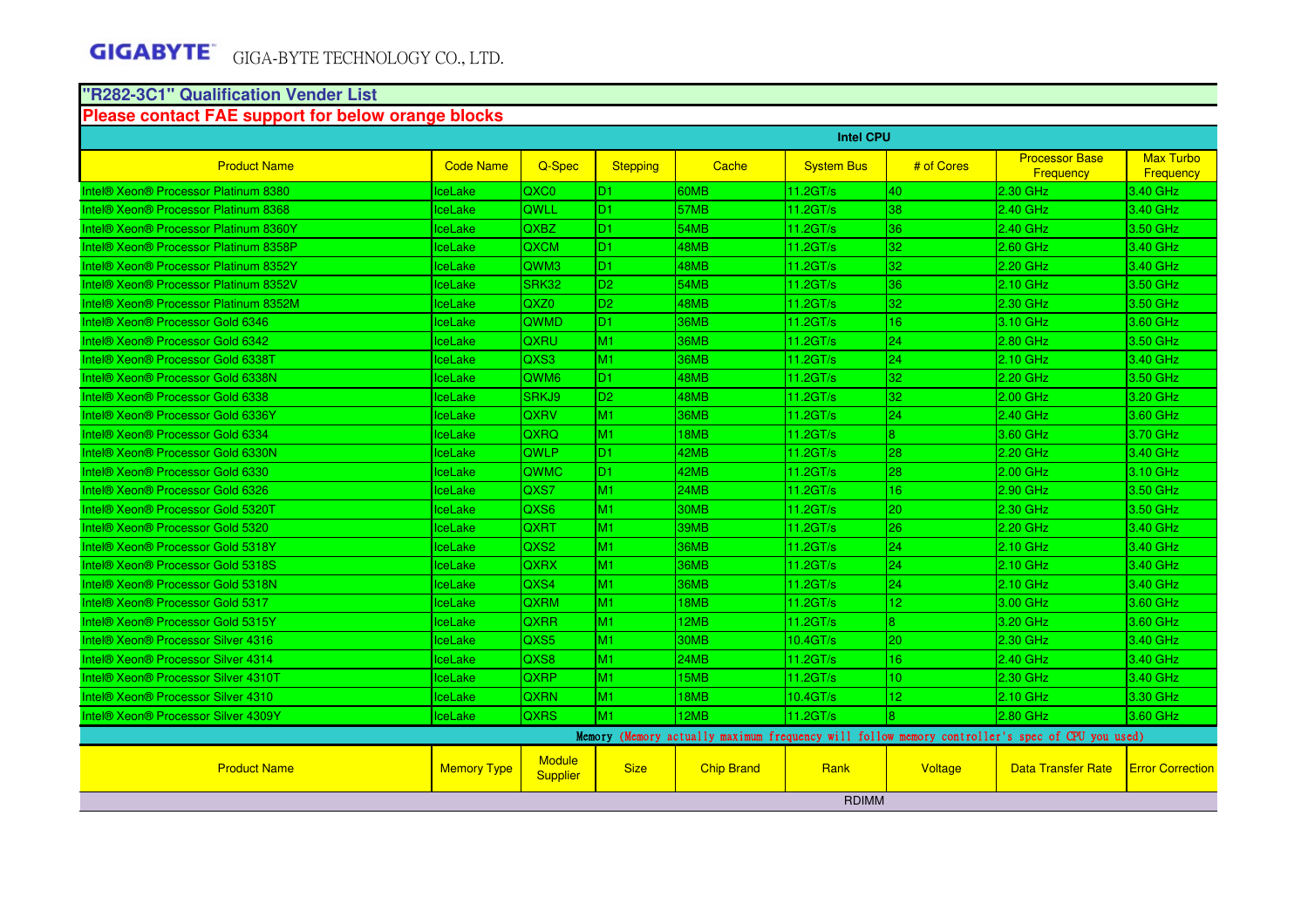GIGABYTE GIGA-BYTE TECHNOLOGY CO., LTD.

# "R282-3C1" Qualification Vender List

## Please contact FAE support for below orange blocks

**Intel CPU**

| Product Name | Code Name | Q-Spec | Stepping | Cache | System Bus | # of Cores | Processor Base Frequency | Max Turbo Frequency |
|---|---|---|---|---|---|---|---|---|
| Intel® Xeon® Processor Platinum 8380 | IceLake | QXC0 | D1 | 60MB | 11.2GT/s | 40 | 2.30 GHz | 3.40 GHz |
| Intel® Xeon® Processor Platinum 8368 | IceLake | QWLL | D1 | 57MB | 11.2GT/s | 38 | 2.40 GHz | 3.40 GHz |
| Intel® Xeon® Processor Platinum 8360Y | IceLake | QXBZ | D1 | 54MB | 11.2GT/s | 36 | 2.40 GHz | 3.50 GHz |
| Intel® Xeon® Processor Platinum 8358P | IceLake | QXCM | D1 | 48MB | 11.2GT/s | 32 | 2.60 GHz | 3.40 GHz |
| Intel® Xeon® Processor Platinum 8352Y | IceLake | QWM3 | D1 | 48MB | 11.2GT/s | 32 | 2.20 GHz | 3.40 GHz |
| Intel® Xeon® Processor Platinum 8352V | IceLake | SRK32 | D2 | 54MB | 11.2GT/s | 36 | 2.10 GHz | 3.50 GHz |
| Intel® Xeon® Processor Platinum 8352M | IceLake | QXZ0 | D2 | 48MB | 11.2GT/s | 32 | 2.30 GHz | 3.50 GHz |
| Intel® Xeon® Processor Gold 6346 | IceLake | QWMD | D1 | 36MB | 11.2GT/s | 16 | 3.10 GHz | 3.60 GHz |
| Intel® Xeon® Processor Gold 6342 | IceLake | QXRU | M1 | 36MB | 11.2GT/s | 24 | 2.80 GHz | 3.50 GHz |
| Intel® Xeon® Processor Gold 6338T | IceLake | QXS3 | M1 | 36MB | 11.2GT/s | 24 | 2.10 GHz | 3.40 GHz |
| Intel® Xeon® Processor Gold 6338N | IceLake | QWM6 | D1 | 48MB | 11.2GT/s | 32 | 2.20 GHz | 3.50 GHz |
| Intel® Xeon® Processor Gold 6338 | IceLake | SRKJ9 | D2 | 48MB | 11.2GT/s | 32 | 2.00 GHz | 3.20 GHz |
| Intel® Xeon® Processor Gold 6336Y | IceLake | QXRV | M1 | 36MB | 11.2GT/s | 24 | 2.40 GHz | 3.60 GHz |
| Intel® Xeon® Processor Gold 6334 | IceLake | QXRQ | M1 | 18MB | 11.2GT/s | 8 | 3.60 GHz | 3.70 GHz |
| Intel® Xeon® Processor Gold 6330N | IceLake | QWLP | D1 | 42MB | 11.2GT/s | 28 | 2.20 GHz | 3.40 GHz |
| Intel® Xeon® Processor Gold 6330 | IceLake | QWMC | D1 | 42MB | 11.2GT/s | 28 | 2.00 GHz | 3.10 GHz |
| Intel® Xeon® Processor Gold 6326 | IceLake | QXS7 | M1 | 24MB | 11.2GT/s | 16 | 2.90 GHz | 3.50 GHz |
| Intel® Xeon® Processor Gold 5320T | IceLake | QXS6 | M1 | 30MB | 11.2GT/s | 20 | 2.30 GHz | 3.50 GHz |
| Intel® Xeon® Processor Gold 5320 | IceLake | QXRT | M1 | 39MB | 11.2GT/s | 26 | 2.20 GHz | 3.40 GHz |
| Intel® Xeon® Processor Gold 5318Y | IceLake | QXS2 | M1 | 36MB | 11.2GT/s | 24 | 2.10 GHz | 3.40 GHz |
| Intel® Xeon® Processor Gold 5318S | IceLake | QXRX | M1 | 36MB | 11.2GT/s | 24 | 2.10 GHz | 3.40 GHz |
| Intel® Xeon® Processor Gold 5318N | IceLake | QXS4 | M1 | 36MB | 11.2GT/s | 24 | 2.10 GHz | 3.40 GHz |
| Intel® Xeon® Processor Gold 5317 | IceLake | QXRM | M1 | 18MB | 11.2GT/s | 12 | 3.00 GHz | 3.60 GHz |
| Intel® Xeon® Processor Gold 5315Y | IceLake | QXRR | M1 | 12MB | 11.2GT/s | 8 | 3.20 GHz | 3.60 GHz |
| Intel® Xeon® Processor Silver 4316 | IceLake | QXS5 | M1 | 30MB | 10.4GT/s | 20 | 2.30 GHz | 3.40 GHz |
| Intel® Xeon® Processor Silver 4314 | IceLake | QXS8 | M1 | 24MB | 11.2GT/s | 16 | 2.40 GHz | 3.40 GHz |
| Intel® Xeon® Processor Silver 4310T | IceLake | QXRP | M1 | 15MB | 11.2GT/s | 10 | 2.30 GHz | 3.40 GHz |
| Intel® Xeon® Processor Silver 4310 | IceLake | QXRN | M1 | 18MB | 10.4GT/s | 12 | 2.10 GHz | 3.30 GHz |
| Intel® Xeon® Processor Silver 4309Y | IceLake | QXRS | M1 | 12MB | 11.2GT/s | 8 | 2.80 GHz | 3.60 GHz |

**Memory** (Memory actually maximum frequency will follow memory controller's spec of CPU you used)

| Product Name | Memory Type | Module Supplier | Size | Chip Brand | Rank | Voltage | Data Transfer Rate | Error Correction |
|---|---|---|---|---|---|---|---|---|
| RDIMM | | | | | | | | |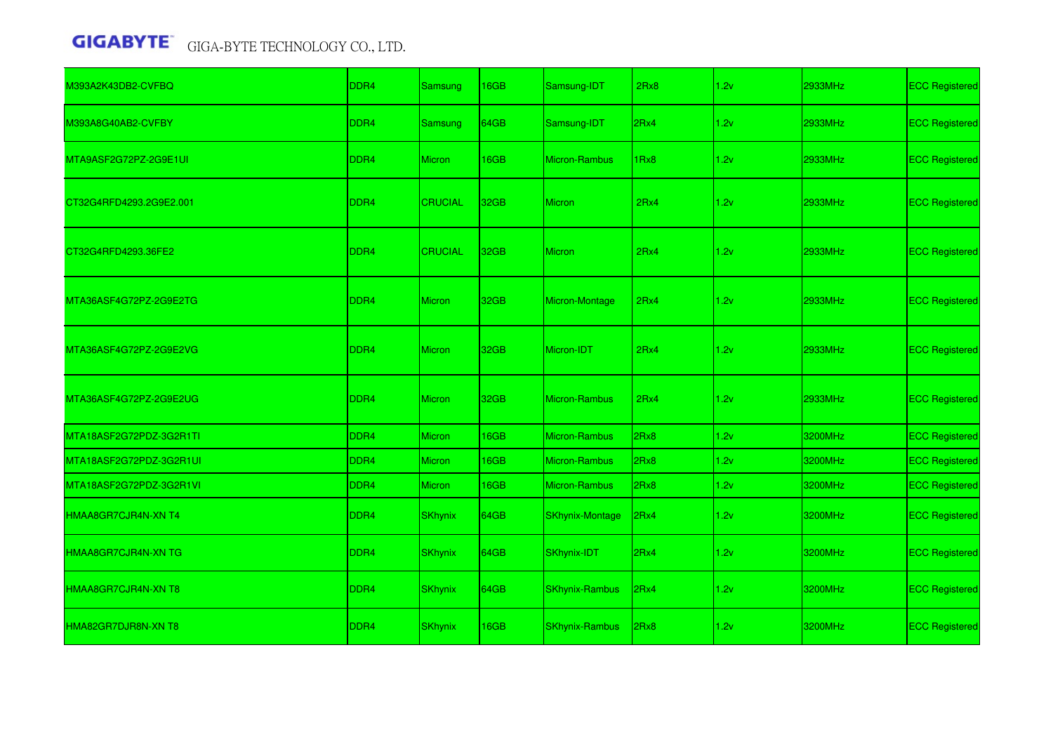| M393A2K43DB2-CVFBQ | DDR4 | Samsung | 16GB | Samsung-IDT | 2Rx8 | 1.2v | 2933MHz | ECC Registered |
|---|---|---|---|---|---|---|---|---|
| M393A8G40AB2-CVFBY | DDR4 | Samsung | 64GB | Samsung-IDT | 2Rx4 | 1.2v | 2933MHz | ECC Registered |
| MTA9ASF2G72PZ-2G9E1UI | DDR4 | Micron | 16GB | Micron-Rambus | 1Rx8 | 1.2v | 2933MHz | ECC Registered |
| CT32G4RFD4293.2G9E2.001 | DDR4 | CRUCIAL | 32GB | Micron | 2Rx4 | 1.2v | 2933MHz | ECC Registered |
| CT32G4RFD4293.36FE2 | DDR4 | CRUCIAL | 32GB | Micron | 2Rx4 | 1.2v | 2933MHz | ECC Registered |
| MTA36ASF4G72PZ-2G9E2TG | DDR4 | Micron | 32GB | Micron-Montage | 2Rx4 | 1.2v | 2933MHz | ECC Registered |
| MTA36ASF4G72PZ-2G9E2VG | DDR4 | Micron | 32GB | Micron-IDT | 2Rx4 | 1.2v | 2933MHz | ECC Registered |
| MTA36ASF4G72PZ-2G9E2UG | DDR4 | Micron | 32GB | Micron-Rambus | 2Rx4 | 1.2v | 2933MHz | ECC Registered |
| MTA18ASF2G72PDZ-3G2R1TI | DDR4 | Micron | 16GB | Micron-Rambus | 2Rx8 | 1.2v | 3200MHz | ECC Registered |
| MTA18ASF2G72PDZ-3G2R1UI | DDR4 | Micron | 16GB | Micron-Rambus | 2Rx8 | 1.2v | 3200MHz | ECC Registered |
| MTA18ASF2G72PDZ-3G2R1VI | DDR4 | Micron | 16GB | Micron-Rambus | 2Rx8 | 1.2v | 3200MHz | ECC Registered |
| HMAA8GR7CJR4N-XN T4 | DDR4 | SKhynix | 64GB | SKhynix-Montage | 2Rx4 | 1.2v | 3200MHz | ECC Registered |
| HMAA8GR7CJR4N-XN TG | DDR4 | SKhynix | 64GB | SKhynix-IDT | 2Rx4 | 1.2v | 3200MHz | ECC Registered |
| HMAA8GR7CJR4N-XN T8 | DDR4 | SKhynix | 64GB | SKhynix-Rambus | 2Rx4 | 1.2v | 3200MHz | ECC Registered |
| HMA82GR7DJR8N-XN T8 | DDR4 | SKhynix | 16GB | SKhynix-Rambus | 2Rx8 | 1.2v | 3200MHz | ECC Registered |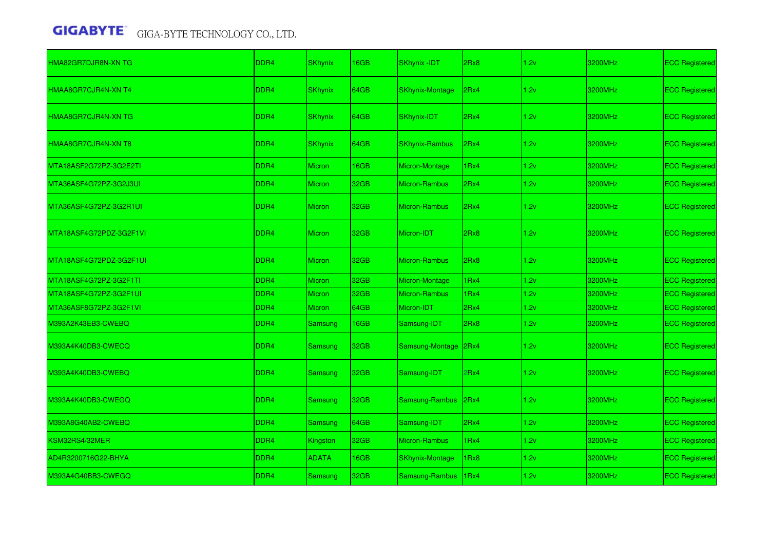| | | | | | | | | |
|---|---|---|---|---|---|---|---|---|
| HMA82GR7DJR8N-XN TG | DDR4 | SKhynix | 16GB | SKhynix -IDT | 2Rx8 | 1.2v | 3200MHz | ECC Registered |
| HMAA8GR7CJR4N-XN T4 | DDR4 | SKhynix | 64GB | SKhynix-Montage | 2Rx4 | 1.2v | 3200MHz | ECC Registered |
| HMAA8GR7CJR4N-XN TG | DDR4 | SKhynix | 64GB | SKhynix-IDT | 2Rx4 | 1.2v | 3200MHz | ECC Registered |
| HMAA8GR7CJR4N-XN T8 | DDR4 | SKhynix | 64GB | SKhynix-Rambus | 2Rx4 | 1.2v | 3200MHz | ECC Registered |
| MTA18ASF2G72PZ-3G2E2TI | DDR4 | Micron | 16GB | Micron-Montage | 1Rx4 | 1.2v | 3200MHz | ECC Registered |
| MTA36ASF4G72PZ-3G2J3UI | DDR4 | Micron | 32GB | Micron-Rambus | 2Rx4 | 1.2v | 3200MHz | ECC Registered |
| MTA36ASF4G72PZ-3G2R1UI | DDR4 | Micron | 32GB | Micron-Rambus | 2Rx4 | 1.2v | 3200MHz | ECC Registered |
| MTA18ASF4G72PDZ-3G2F1VI | DDR4 | Micron | 32GB | Micron-IDT | 2Rx8 | 1.2v | 3200MHz | ECC Registered |
| MTA18ASF4G72PDZ-3G2F1UI | DDR4 | Micron | 32GB | Micron-Rambus | 2Rx8 | 1.2v | 3200MHz | ECC Registered |
| MTA18ASF4G72PZ-3G2F1TI | DDR4 | Micron | 32GB | Micron-Montage | 1Rx4 | 1.2v | 3200MHz | ECC Registered |
| MTA18ASF4G72PZ-3G2F1UI | DDR4 | Micron | 32GB | Micron-Rambus | 1Rx4 | 1.2v | 3200MHz | ECC Registered |
| MTA36ASF8G72PZ-3G2F1VI | DDR4 | Micron | 64GB | Micron-IDT | 2Rx4 | 1.2v | 3200MHz | ECC Registered |
| M393A2K43EB3-CWEBQ | DDR4 | Samsung | 16GB | Samsung-IDT | 2Rx8 | 1.2v | 3200MHz | ECC Registered |
| M393A4K40DB3-CWECQ | DDR4 | Samsung | 32GB | Samsung-Montage | 2Rx4 | 1.2v | 3200MHz | ECC Registered |
| M393A4K40DB3-CWEBQ | DDR4 | Samsung | 32GB | Samsung-IDT | 2Rx4 | 1.2v | 3200MHz | ECC Registered |
| M393A4K40DB3-CWEGQ | DDR4 | Samsung | 32GB | Samsung-Rambus | 2Rx4 | 1.2v | 3200MHz | ECC Registered |
| M393A8G40AB2-CWEBQ | DDR4 | Samsung | 64GB | Samsung-IDT | 2Rx4 | 1.2v | 3200MHz | ECC Registered |
| KSM32RS4/32MER | DDR4 | Kingston | 32GB | Micron-Rambus | 1Rx4 | 1.2v | 3200MHz | ECC Registered |
| AD4R3200716G22-BHYA | DDR4 | ADATA | 16GB | SKhynix-Montage | 1Rx8 | 1.2v | 3200MHz | ECC Registered |
| M393A4G40BB3-CWEGQ | DDR4 | Samsung | 32GB | Samsung-Rambus | 1Rx4 | 1.2v | 3200MHz | ECC Registered |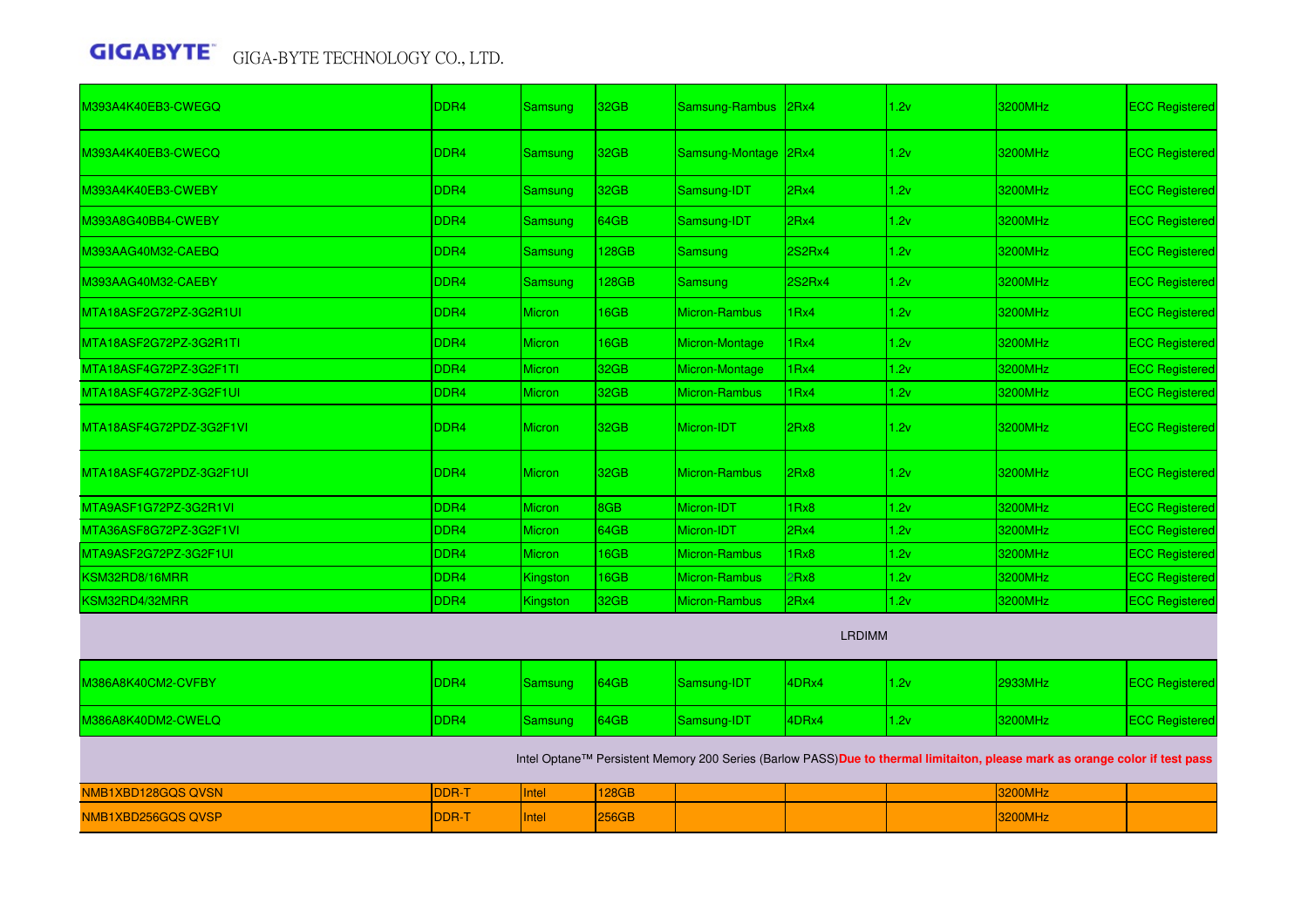| | | | | | | | | |
|---|---|---|---|---|---|---|---|---|
| M393A4K40EB3-CWEGQ | DDR4 | Samsung | 32GB | Samsung-Rambus | 2Rx4 | 1.2v | 3200MHz | ECC Registered |
| M393A4K40EB3-CWECQ | DDR4 | Samsung | 32GB | Samsung-Montage | 2Rx4 | 1.2v | 3200MHz | ECC Registered |
| M393A4K40EB3-CWEBY | DDR4 | Samsung | 32GB | Samsung-IDT | 2Rx4 | 1.2v | 3200MHz | ECC Registered |
| M393A8G40BB4-CWEBY | DDR4 | Samsung | 64GB | Samsung-IDT | 2Rx4 | 1.2v | 3200MHz | ECC Registered |
| M393AAG40M32-CAEBQ | DDR4 | Samsung | 128GB | Samsung | 2S2Rx4 | 1.2v | 3200MHz | ECC Registered |
| M393AAG40M32-CAEBY | DDR4 | Samsung | 128GB | Samsung | 2S2Rx4 | 1.2v | 3200MHz | ECC Registered |
| MTA18ASF2G72PZ-3G2R1UI | DDR4 | Micron | 16GB | Micron-Rambus | 1Rx4 | 1.2v | 3200MHz | ECC Registered |
| MTA18ASF2G72PZ-3G2R1TI | DDR4 | Micron | 16GB | Micron-Montage | 1Rx4 | 1.2v | 3200MHz | ECC Registered |
| MTA18ASF4G72PZ-3G2F1TI | DDR4 | Micron | 32GB | Micron-Montage | 1Rx4 | 1.2v | 3200MHz | ECC Registered |
| MTA18ASF4G72PZ-3G2F1UI | DDR4 | Micron | 32GB | Micron-Rambus | 1Rx4 | 1.2v | 3200MHz | ECC Registered |
| MTA18ASF4G72PDZ-3G2F1VI | DDR4 | Micron | 32GB | Micron-IDT | 2Rx8 | 1.2v | 3200MHz | ECC Registered |
| MTA18ASF4G72PDZ-3G2F1UI | DDR4 | Micron | 32GB | Micron-Rambus | 2Rx8 | 1.2v | 3200MHz | ECC Registered |
| MTA9ASF1G72PZ-3G2R1VI | DDR4 | Micron | 8GB | Micron-IDT | 1Rx8 | 1.2v | 3200MHz | ECC Registered |
| MTA36ASF8G72PZ-3G2F1VI | DDR4 | Micron | 64GB | Micron-IDT | 2Rx4 | 1.2v | 3200MHz | ECC Registered |
| MTA9ASF2G72PZ-3G2F1UI | DDR4 | Micron | 16GB | Micron-Rambus | 1Rx8 | 1.2v | 3200MHz | ECC Registered |
| KSM32RD8/16MRR | DDR4 | Kingston | 16GB | Micron-Rambus | 2Rx8 | 1.2v | 3200MHz | ECC Registered |
| KSM32RD4/32MRR | DDR4 | Kingston | 32GB | Micron-Rambus | 2Rx4 | 1.2v | 3200MHz | ECC Registered |
| LRDIMM | | | | | | | | |
| M386A8K40CM2-CVFBY | DDR4 | Samsung | 64GB | Samsung-IDT | 4DRx4 | 1.2v | 2933MHz | ECC Registered |
| M386A8K40DM2-CWELQ | DDR4 | Samsung | 64GB | Samsung-IDT | 4DRx4 | 1.2v | 3200MHz | ECC Registered |
| Intel Optane™ Persistent Memory 200 Series (Barlow PASS) **Due to thermal limitaiton, please mark as orange color if test pass** | | | | | | | | |
| NMB1XBD128GQS QVSN | DDR-T | Intel | 128GB | | | | 3200MHz | |
| NMB1XBD256GQS QVSP | DDR-T | Intel | 256GB | | | | 3200MHz | |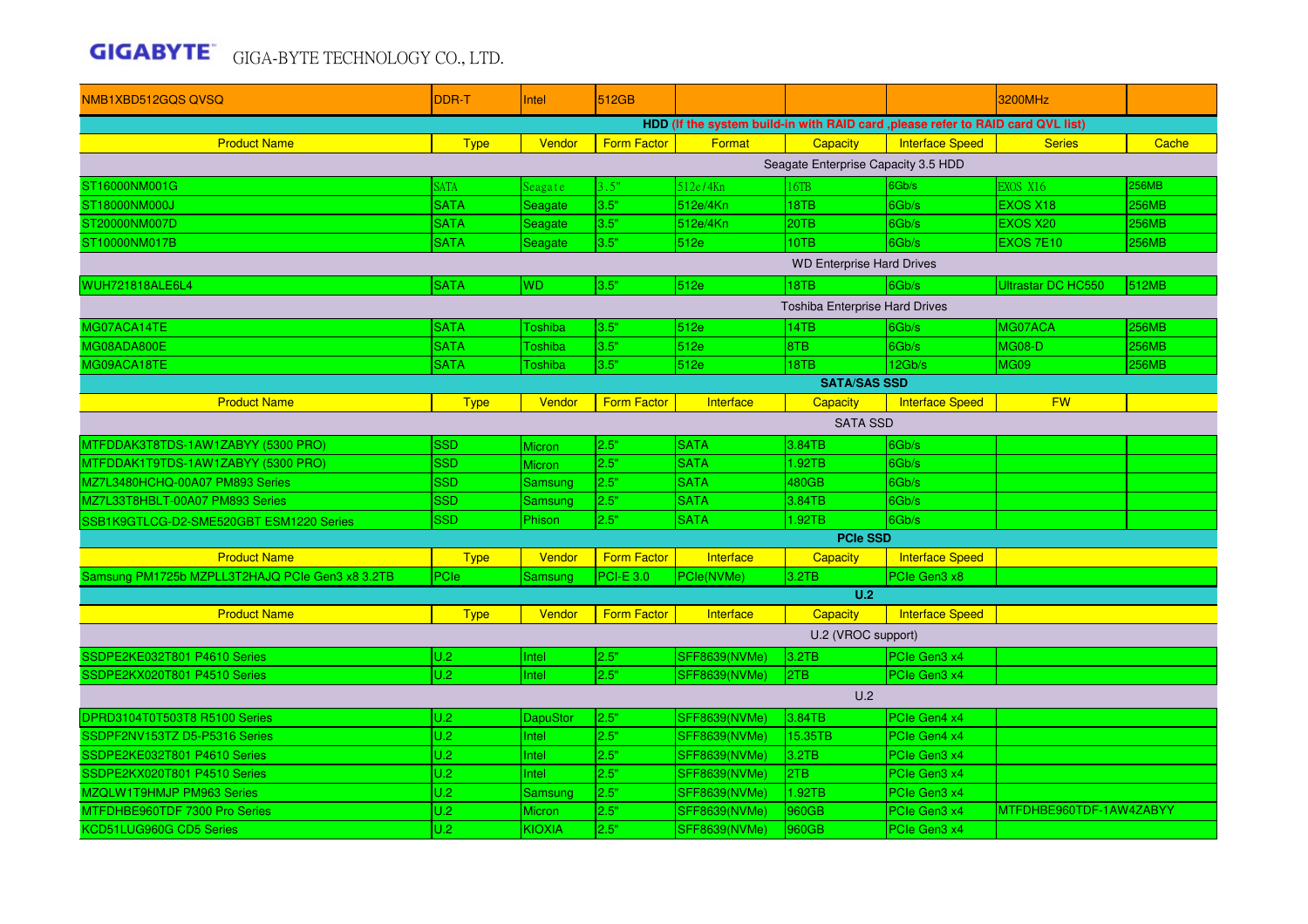| NMB1XBD512GQS QVSQ | DDR-T | Intel | 512GB | | | | 3200MHz | |
|---|---|---|---|---|---|---|---|---|
| **HDD (If the system build-in with RAID card ,please refer to RAID card QVL list)** | | | | | | | | |
| Product Name | Type | Vendor | Form Factor | Format | Capacity | Interface Speed | Series | Cache |
| Seagate Enterprise Capacity 3.5 HDD | | | | | | | | |
| ST16000NM001G | SATA | Seagate | 3.5" | 512e/4Kn | 16TB | 6Gb/s | EXOS X16 | 256MB |
| ST18000NM000J | SATA | Seagate | 3.5" | 512e/4Kn | 18TB | 6Gb/s | EXOS X18 | 256MB |
| ST20000NM007D | SATA | Seagate | 3.5" | 512e/4Kn | 20TB | 6Gb/s | EXOS X20 | 256MB |
| ST10000NM017B | SATA | Seagate | 3.5" | 512e | 10TB | 6Gb/s | EXOS 7E10 | 256MB |
| WD Enterprise Hard Drives | | | | | | | | |
| WUH721818ALE6L4 | SATA | WD | 3.5" | 512e | 18TB | 6Gb/s | Ultrastar DC HC550 | 512MB |
| Toshiba Enterprise Hard Drives | | | | | | | | |
| MG07ACA14TE | SATA | Toshiba | 3.5" | 512e | 14TB | 6Gb/s | MG07ACA | 256MB |
| MG08ADA800E | SATA | Toshiba | 3.5" | 512e | 8TB | 6Gb/s | MG08-D | 256MB |
| MG09ACA18TE | SATA | Toshiba | 3.5" | 512e | 18TB | 12Gb/s | MG09 | 256MB |
| **SATA/SAS SSD** | | | | | | | | |
| Product Name | Type | Vendor | Form Factor | Interface | Capacity | Interface Speed | FW | |
| SATA SSD | | | | | | | | |
| MTFDDAK3T8TDS-1AW1ZABYY (5300 PRO) | SSD | Micron | 2.5" | SATA | 3.84TB | 6Gb/s | | |
| MTFDDAK1T9TDS-1AW1ZABYY (5300 PRO) | SSD | Micron | 2.5" | SATA | 1.92TB | 6Gb/s | | |
| MZ7L3480HCHQ-00A07 PM893 Series | SSD | Samsung | 2.5" | SATA | 480GB | 6Gb/s | | |
| MZ7L33T8HBLT-00A07 PM893 Series | SSD | Samsung | 2.5" | SATA | 3.84TB | 6Gb/s | | |
| SSB1K9GTLCG-D2-SME520GBT ESM1220 Series | SSD | Phison | 2.5" | SATA | 1.92TB | 6Gb/s | | |
| **PCIe SSD** | | | | | | | | |
| Product Name | Type | Vendor | Form Factor | Interface | Capacity | Interface Speed | | |
| Samsung PM1725b MZPLL3T2HAJQ PCIe Gen3 x8 3.2TB | PCIe | Samsung | PCI-E 3.0 | PCIe(NVMe) | 3.2TB | PCIe Gen3 x8 | | |
| **U.2** | | | | | | | | |
| Product Name | Type | Vendor | Form Factor | Interface | Capacity | Interface Speed | | |
| U.2 (VROC support) | | | | | | | | |
| SSDPE2KE032T801 P4610 Series | U.2 | Intel | 2.5" | SFF8639(NVMe) | 3.2TB | PCIe Gen3 x4 | | |
| SSDPE2KX020T801 P4510 Series | U.2 | Intel | 2.5" | SFF8639(NVMe) | 2TB | PCIe Gen3 x4 | | |
| U.2 | | | | | | | | |
| DPRD3104T0T503T8 R5100 Series | U.2 | DapuStor | 2.5" | SFF8639(NVMe) | 3.84TB | PCIe Gen4 x4 | | |
| SSDPF2NV153TZ D5-P5316 Series | U.2 | Intel | 2.5" | SFF8639(NVMe) | 15.35TB | PCIe Gen4 x4 | | |
| SSDPE2KE032T801 P4610 Series | U.2 | Intel | 2.5" | SFF8639(NVMe) | 3.2TB | PCIe Gen3 x4 | | |
| SSDPE2KX020T801 P4510 Series | U.2 | Intel | 2.5" | SFF8639(NVMe) | 2TB | PCIe Gen3 x4 | | |
| MZQLW1T9HMJP PM963 Series | U.2 | Samsung | 2.5" | SFF8639(NVMe) | 1.92TB | PCIe Gen3 x4 | | |
| MTFDHBE960TDF 7300 Pro Series | U.2 | Micron | 2.5" | SFF8639(NVMe) | 960GB | PCIe Gen3 x4 | MTFDHBE960TDF-1AW4ZABYY | |
| KCD51LUG960G CD5 Series | U.2 | KIOXIA | 2.5" | SFF8639(NVMe) | 960GB | PCIe Gen3 x4 | | |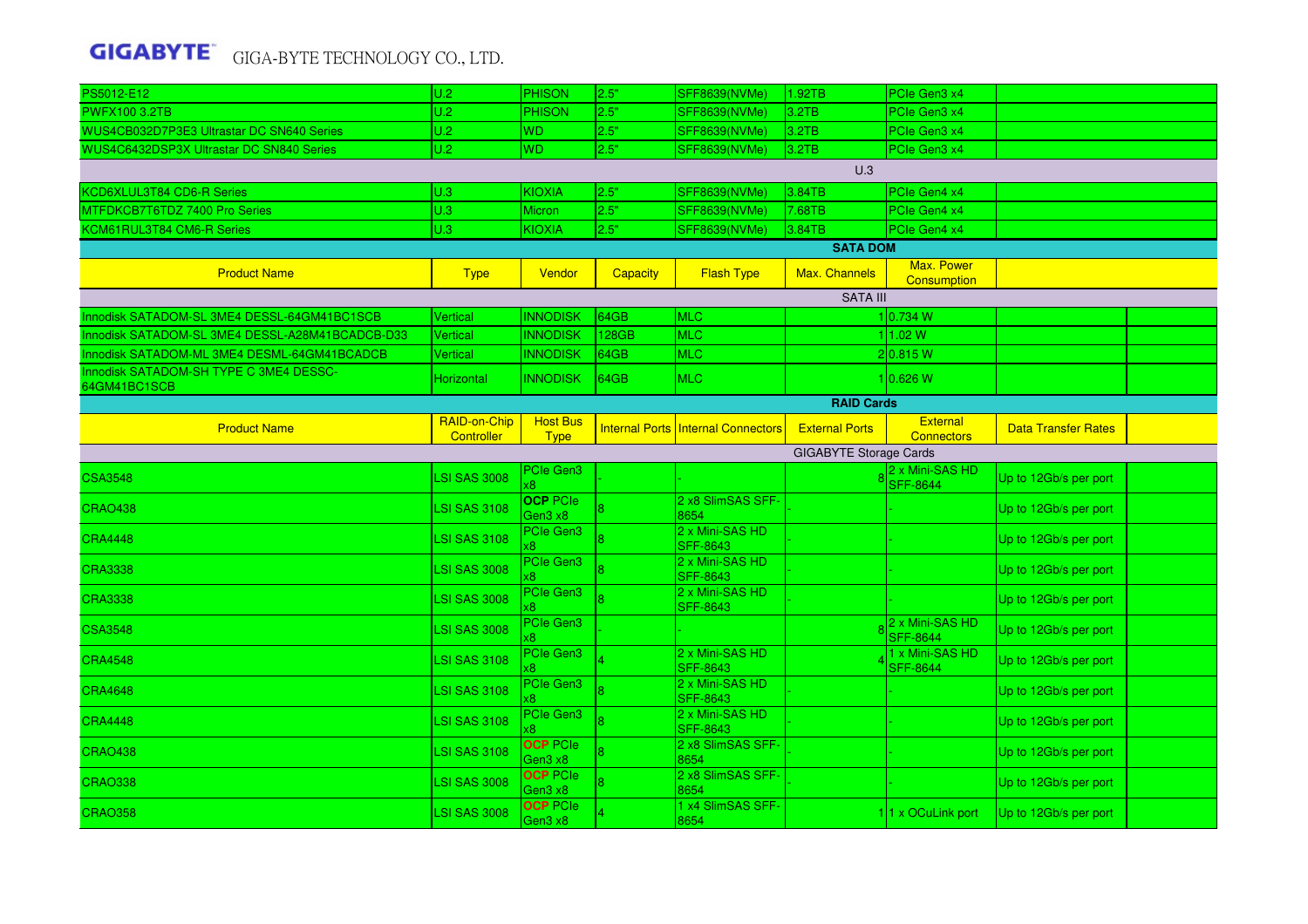| | | | | | | | | |
|---|---|---|---|---|---|---|---|---|
| PS5012-E12 | U.2 | PHISON | 2.5" | SFF8639(NVMe) | 1.92TB | PCIe Gen3 x4 | | |
| PWFX100 3.2TB | U.2 | PHISON | 2.5" | SFF8639(NVMe) | 3.2TB | PCIe Gen3 x4 | | |
| WUS4CB032D7P3E3 Ultrastar DC SN640 Series | U.2 | WD | 2.5" | SFF8639(NVMe) | 3.2TB | PCIe Gen3 x4 | | |
| WUS4C6432DSP3X Ultrastar DC SN840 Series | U.2 | WD | 2.5" | SFF8639(NVMe) | 3.2TB | PCIe Gen3 x4 | | |
| | | | | | U.3 | | | |
| KCD6XLUL3T84 CD6-R Series | U.3 | KIOXIA | 2.5" | SFF8639(NVMe) | 3.84TB | PCIe Gen4 x4 | | |
| MTFDKCB7T6TDZ 7400 Pro Series | U.3 | Micron | 2.5" | SFF8639(NVMe) | 7.68TB | PCIe Gen4 x4 | | |
| KCM61RUL3T84 CM6-R Series | U.3 | KIOXIA | 2.5" | SFF8639(NVMe) | 3.84TB | PCIe Gen4 x4 | | |

## SATA DOM

| Product Name | Type | Vendor | Capacity | Flash Type | Max. Channels | Max. Power Consumption | | |
|---|---|---|---|---|---|---|---|---|
| | | | | | SATA III | | | |
| Innodisk SATADOM-SL 3ME4 DESSL-64GM41BC1SCB | Vertical | INNODISK | 64GB | MLC | 1 | 0.734 W | | |
| Innodisk SATADOM-SL 3ME4 DESSL-A28M41BCADCB-D33 | Vertical | INNODISK | 128GB | MLC | 1 | 1.02 W | | |
| Innodisk SATADOM-ML 3ME4 DESML-64GM41BCADCB | Vertical | INNODISK | 64GB | MLC | 2 | 0.815 W | | |
| Innodisk SATADOM-SH TYPE C 3ME4 DESSC-64GM41BC1SCB | Horizontal | INNODISK | 64GB | MLC | 1 | 0.626 W | | |

## RAID Cards

| Product Name | RAID-on-Chip Controller | Host Bus Type | Internal Ports | Internal Connectors | External Ports | External Connectors | Data Transfer Rates | |
|---|---|---|---|---|---|---|---|---|
| | | | | | GIGABYTE Storage Cards | | | |
| CSA3548 | LSI SAS 3008 | PCIe Gen3 x8 | - | - | 8 | 2 x Mini-SAS HD SFF-8644 | Up to 12Gb/s per port | |
| CRAO438 | LSI SAS 3108 | **OCP** PCIe Gen3 x8 | 8 | 2 x8 SlimSAS SFF-8654 | - | - | Up to 12Gb/s per port | |
| CRA4448 | LSI SAS 3108 | PCIe Gen3 x8 | 8 | 2 x Mini-SAS HD SFF-8643 | - | - | Up to 12Gb/s per port | |
| CRA3338 | LSI SAS 3008 | PCIe Gen3 x8 | 8 | 2 x Mini-SAS HD SFF-8643 | - | - | Up to 12Gb/s per port | |
| CRA3338 | LSI SAS 3008 | PCIe Gen3 x8 | 8 | 2 x Mini-SAS HD SFF-8643 | - | - | Up to 12Gb/s per port | |
| CSA3548 | LSI SAS 3008 | PCIe Gen3 x8 | - | - | 8 | 2 x Mini-SAS HD SFF-8644 | Up to 12Gb/s per port | |
| CRA4548 | LSI SAS 3108 | PCIe Gen3 x8 | 4 | 2 x Mini-SAS HD SFF-8643 | 4 | 1 x Mini-SAS HD SFF-8644 | Up to 12Gb/s per port | |
| CRA4648 | LSI SAS 3108 | PCIe Gen3 x8 | 8 | 2 x Mini-SAS HD SFF-8643 | - | - | Up to 12Gb/s per port | |
| CRA4448 | LSI SAS 3108 | PCIe Gen3 x8 | 8 | 2 x Mini-SAS HD SFF-8643 | - | - | Up to 12Gb/s per port | |
| CRAO438 | LSI SAS 3108 | **OCP** PCIe Gen3 x8 | 8 | 2 x8 SlimSAS SFF-8654 | - | - | Up to 12Gb/s per port | |
| CRAO338 | LSI SAS 3008 | **OCP** PCIe Gen3 x8 | 8 | 2 x8 SlimSAS SFF-8654 | - | - | Up to 12Gb/s per port | |
| CRAO358 | LSI SAS 3008 | **OCP** PCIe Gen3 x8 | 4 | 1 x4 SlimSAS SFF-8654 | 1 | 1 x OCuLink port | Up to 12Gb/s per port | |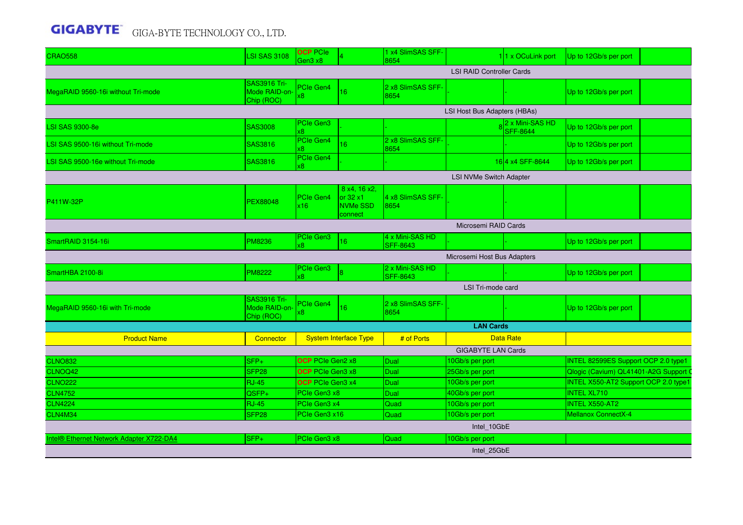| | | | | | | | | |
|---|---|---|---|---|---|---|---|---|
| CRAO558 | LSI SAS 3108 | OCP PCIe Gen3 x8 | 4 | 1 x4 SlimSAS SFF-8654 | 1 | 1 x OCuLink port | Up to 12Gb/s per port | |
| LSI RAID Controller Cards | | | | | | | | |
| MegaRAID 9560-16i without Tri-mode | SAS3916 Tri-Mode RAID-on-Chip (ROC) | PCIe Gen4 x8 | 16 | 2 x8 SlimSAS SFF-8654 | - | - | Up to 12Gb/s per port | |
| LSI Host Bus Adapters (HBAs) | | | | | | | | |
| LSI SAS 9300-8e | SAS3008 | PCIe Gen3 x8 | - | - | 8 | 2 x Mini-SAS HD SFF-8644 | Up to 12Gb/s per port | |
| LSI SAS 9500-16i without Tri-mode | SAS3816 | PCIe Gen4 x8 | 16 | 2 x8 SlimSAS SFF-8654 | - | - | Up to 12Gb/s per port | |
| LSI SAS 9500-16e without Tri-mode | SAS3816 | PCIe Gen4 x8 | - | - | 16 | 4 x4 SFF-8644 | Up to 12Gb/s per port | |
| LSI NVMe Switch Adapter | | | | | | | | |
| P411W-32P | PEX88048 | PCIe Gen4 x16 | 8 x4, 16 x2, or 32 x1 NVMe SSD connect | 4 x8 SlimSAS SFF-8654 | - | - | | |
| Microsemi RAID Cards | | | | | | | | |
| SmartRAID 3154-16i | PM8236 | PCIe Gen3 x8 | 16 | 4 x Mini-SAS HD SFF-8643 | - | - | Up to 12Gb/s per port | |
| Microsemi Host Bus Adapters | | | | | | | | |
| SmartHBA 2100-8i | PM8222 | PCIe Gen3 x8 | 8 | 2 x Mini-SAS HD SFF-8643 | - | - | Up to 12Gb/s per port | |
| LSI Tri-mode card | | | | | | | | |
| MegaRAID 9560-16i with Tri-mode | SAS3916 Tri-Mode RAID-on-Chip (ROC) | PCIe Gen4 x8 | 16 | 2 x8 SlimSAS SFF-8654 | - | - | Up to 12Gb/s per port | |

**LAN Cards**

| Product Name | Connector | System Interface Type | # of Ports | Data Rate | |
|---|---|---|---|---|---|
| GIGABYTE LAN Cards | | | | | |
| CLNO832 | SFP+ | OCP PCIe Gen2 x8 | Dual | 10Gb/s per port | INTEL 82599ES Support OCP 2.0 type1 |
| CLNOQ42 | SFP28 | OCP PCIe Gen3 x8 | Dual | 25Gb/s per port | Qlogic (Cavium) QL41401-A2G Support C |
| CLNO222 | RJ-45 | OCP PCIe Gen3 x4 | Dual | 10Gb/s per port | INTEL X550-AT2 Support OCP 2.0 type1 |
| CLN4752 | QSFP+ | PCIe Gen3 x8 | Dual | 40Gb/s per port | INTEL XL710 |
| CLN4224 | RJ-45 | PCIe Gen3 x4 | Quad | 10Gb/s per port | INTEL X550-AT2 |
| CLN4M34 | SFP28 | PCIe Gen3 x16 | Quad | 10Gb/s per port | Mellanox ConnectX-4 |
| Intel_10GbE | | | | | |
| Intel® Ethernet Network Adapter X722-DA4 | SFP+ | PCIe Gen3 x8 | Quad | 10Gb/s per port | |
| Intel_25GbE | | | | | |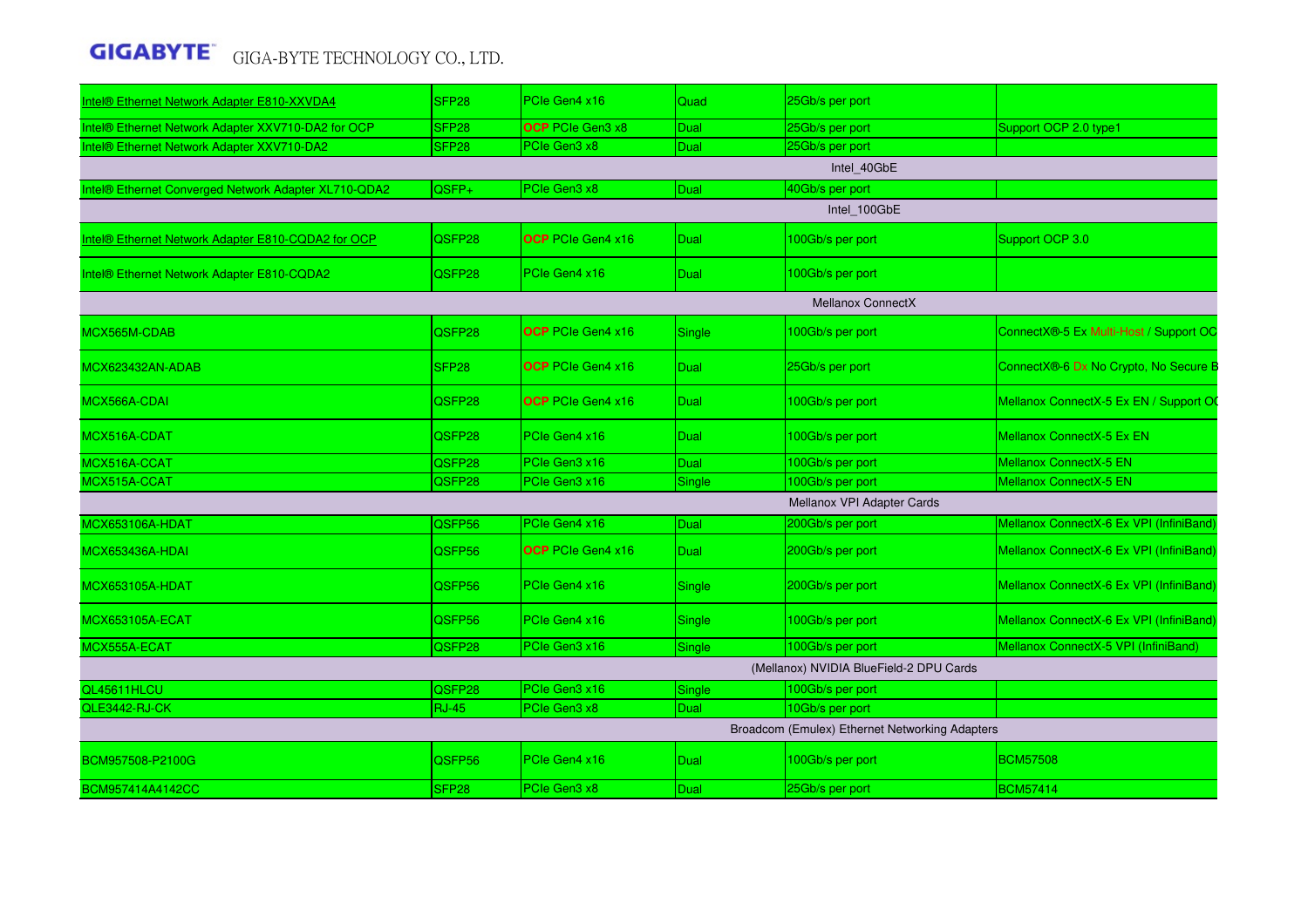| | | | | | |
|---|---|---|---|---|---|
| Intel® Ethernet Network Adapter E810-XXVDA4 | SFP28 | PCIe Gen4 x16 | Quad | 25Gb/s per port | |
| Intel® Ethernet Network Adapter XXV710-DA2 for OCP | SFP28 | OCP PCIe Gen3 x8 | Dual | 25Gb/s per port | Support OCP 2.0 type1 |
| Intel® Ethernet Network Adapter XXV710-DA2 | SFP28 | PCIe Gen3 x8 | Dual | 25Gb/s per port | |
| Intel_40GbE | | | | | |
| Intel® Ethernet Converged Network Adapter XL710-QDA2 | QSFP+ | PCIe Gen3 x8 | Dual | 40Gb/s per port | |
| Intel_100GbE | | | | | |
| Intel® Ethernet Network Adapter E810-CQDA2 for OCP | QSFP28 | OCP PCIe Gen4 x16 | Dual | 100Gb/s per port | Support OCP 3.0 |
| Intel® Ethernet Network Adapter E810-CQDA2 | QSFP28 | PCIe Gen4 x16 | Dual | 100Gb/s per port | |
| Mellanox ConnectX | | | | | |
| MCX565M-CDAB | QSFP28 | OCP PCIe Gen4 x16 | Single | 100Gb/s per port | ConnectX®-5 Ex Multi-Host / Support OC |
| MCX623432AN-ADAB | SFP28 | OCP PCIe Gen4 x16 | Dual | 25Gb/s per port | ConnectX®-6 Dx No Crypto, No Secure B |
| MCX566A-CDAI | QSFP28 | OCP PCIe Gen4 x16 | Dual | 100Gb/s per port | Mellanox ConnectX-5 Ex EN / Support OC |
| MCX516A-CDAT | QSFP28 | PCIe Gen4 x16 | Dual | 100Gb/s per port | Mellanox ConnectX-5 Ex EN |
| MCX516A-CCAT | QSFP28 | PCIe Gen3 x16 | Dual | 100Gb/s per port | Mellanox ConnectX-5 EN |
| MCX515A-CCAT | QSFP28 | PCIe Gen3 x16 | Single | 100Gb/s per port | Mellanox ConnectX-5 EN |
| Mellanox VPI Adapter Cards | | | | | |
| MCX653106A-HDAT | QSFP56 | PCIe Gen4 x16 | Dual | 200Gb/s per port | Mellanox ConnectX-6 Ex VPI (InfiniBand) |
| MCX653436A-HDAI | QSFP56 | OCP PCIe Gen4 x16 | Dual | 200Gb/s per port | Mellanox ConnectX-6 Ex VPI (InfiniBand) |
| MCX653105A-HDAT | QSFP56 | PCIe Gen4 x16 | Single | 200Gb/s per port | Mellanox ConnectX-6 Ex VPI (InfiniBand) |
| MCX653105A-ECAT | QSFP56 | PCIe Gen4 x16 | Single | 100Gb/s per port | Mellanox ConnectX-6 Ex VPI (InfiniBand) |
| MCX555A-ECAT | QSFP28 | PCIe Gen3 x16 | Single | 100Gb/s per port | Mellanox ConnectX-5 VPI (InfiniBand) |
| (Mellanox) NVIDIA BlueField-2 DPU Cards | | | | | |
| QL45611HLCU | QSFP28 | PCIe Gen3 x16 | Single | 100Gb/s per port | |
| QLE3442-RJ-CK | RJ-45 | PCIe Gen3 x8 | Dual | 10Gb/s per port | |
| Broadcom (Emulex) Ethernet Networking Adapters | | | | | |
| BCM957508-P2100G | QSFP56 | PCIe Gen4 x16 | Dual | 100Gb/s per port | BCM57508 |
| BCM957414A4142CC | SFP28 | PCIe Gen3 x8 | Dual | 25Gb/s per port | BCM57414 |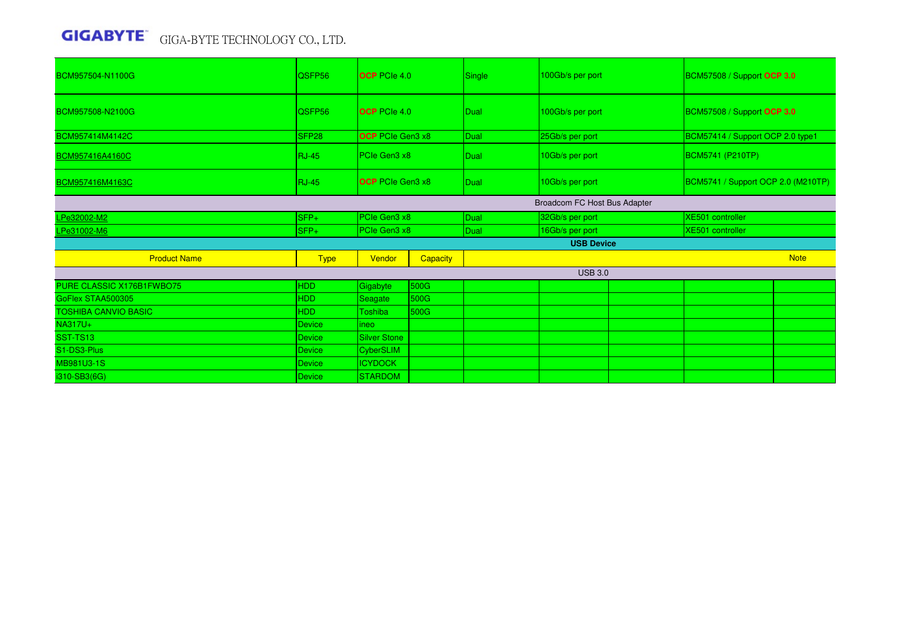| | | | | | |
|---|---|---|---|---|---|
| BCM957504-N1100G | QSFP56 | OCP PCIe 4.0 | Single | 100Gb/s per port | BCM57508 / Support OCP 3.0 |
| BCM957508-N2100G | QSFP56 | OCP PCIe 4.0 | Dual | 100Gb/s per port | BCM57508 / Support OCP 3.0 |
| BCM957414M4142C | SFP28 | OCP PCIe Gen3 x8 | Dual | 25Gb/s per port | BCM57414 / Support OCP 2.0 type1 |
| BCM957416A4160C | RJ-45 | PCIe Gen3 x8 | Dual | 10Gb/s per port | BCM5741 (P210TP) |
| BCM957416M4163C | RJ-45 | OCP PCIe Gen3 x8 | Dual | 10Gb/s per port | BCM5741 / Support OCP 2.0 (M210TP) |
| Broadcom FC Host Bus Adapter | | | | | |
| LPe32002-M2 | SFP+ | PCIe Gen3 x8 | Dual | 32Gb/s per port | XE501 controller |
| LPe31002-M6 | SFP+ | PCIe Gen3 x8 | Dual | 16Gb/s per port | XE501 controller |

**USB Device**

| Product Name | Type | Vendor | Capacity | Note |
|---|---|---|---|---|
| USB 3.0 | | | | |
| PURE CLASSIC X176B1FWBO75 | HDD | Gigabyte | 500G | |
| GoFlex STAA500305 | HDD | Seagate | 500G | |
| TOSHIBA CANVIO BASIC | HDD | Toshiba | 500G | |
| NA317U+ | Device | ineo | | |
| SST-TS13 | Device | Silver Stone | | |
| S1-DS3-Plus | Device | CyberSLIM | | |
| MB981U3-1S | Device | ICYDOCK | | |
| i310-SB3(6G) | Device | STARDOM | | |